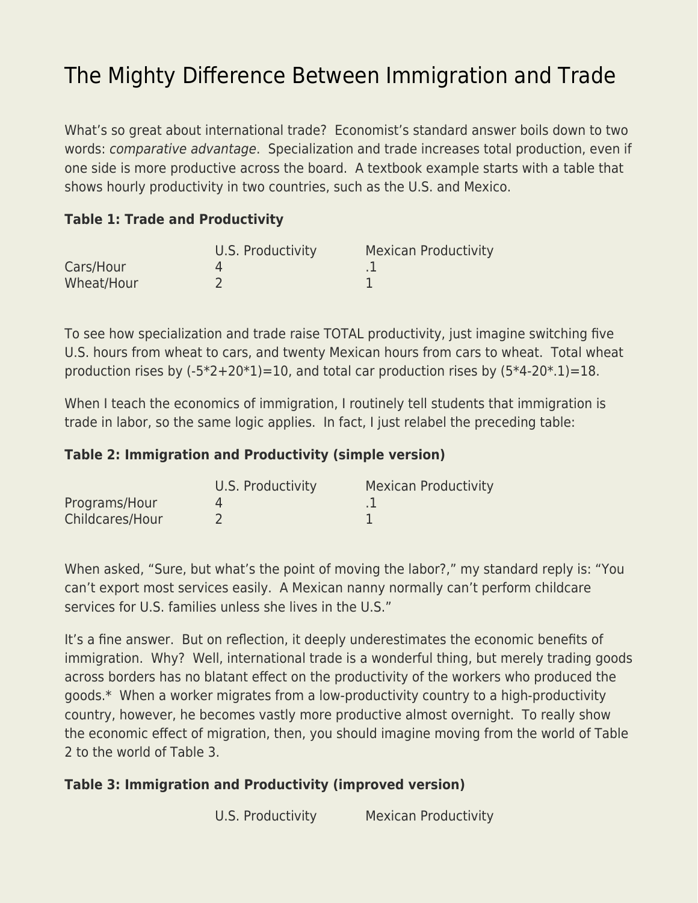# The Mighty Difference Between Immigration and Trade

What's so great about international trade? Economist's standard answer boils down to two words: *comparative advantage*. Specialization and trade increases total production, even if one side is more productive across the board. A textbook example starts with a table that shows hourly productivity in two countries, such as the U.S. and Mexico.

**Table 1: Trade and Productivity**

| | U.S. Productivity | Mexican Productivity |
|---|---|---|
| Cars/Hour | 4 | .1 |
| Wheat/Hour | 2 | 1 |

To see how specialization and trade raise TOTAL productivity, just imagine switching five U.S. hours from wheat to cars, and twenty Mexican hours from cars to wheat. Total wheat production rises by (-5*2+20*1)=10, and total car production rises by (5*4-20*.1)=18.

When I teach the economics of immigration, I routinely tell students that immigration is trade in labor, so the same logic applies. In fact, I just relabel the preceding table:

**Table 2: Immigration and Productivity (simple version)**

| | U.S. Productivity | Mexican Productivity |
|---|---|---|
| Programs/Hour | 4 | .1 |
| Childcares/Hour | 2 | 1 |

When asked, "Sure, but what's the point of moving the labor?," my standard reply is: "You can't export most services easily. A Mexican nanny normally can't perform childcare services for U.S. families unless she lives in the U.S."

It's a fine answer. But on reflection, it deeply underestimates the economic benefits of immigration. Why? Well, international trade is a wonderful thing, but merely trading goods across borders has no blatant effect on the productivity of the workers who produced the goods.* When a worker migrates from a low-productivity country to a high-productivity country, however, he becomes vastly more productive almost overnight. To really show the economic effect of migration, then, you should imagine moving from the world of Table 2 to the world of Table 3.

**Table 3: Immigration and Productivity (improved version)**

| | U.S. Productivity | Mexican Productivity |
|---|---|---|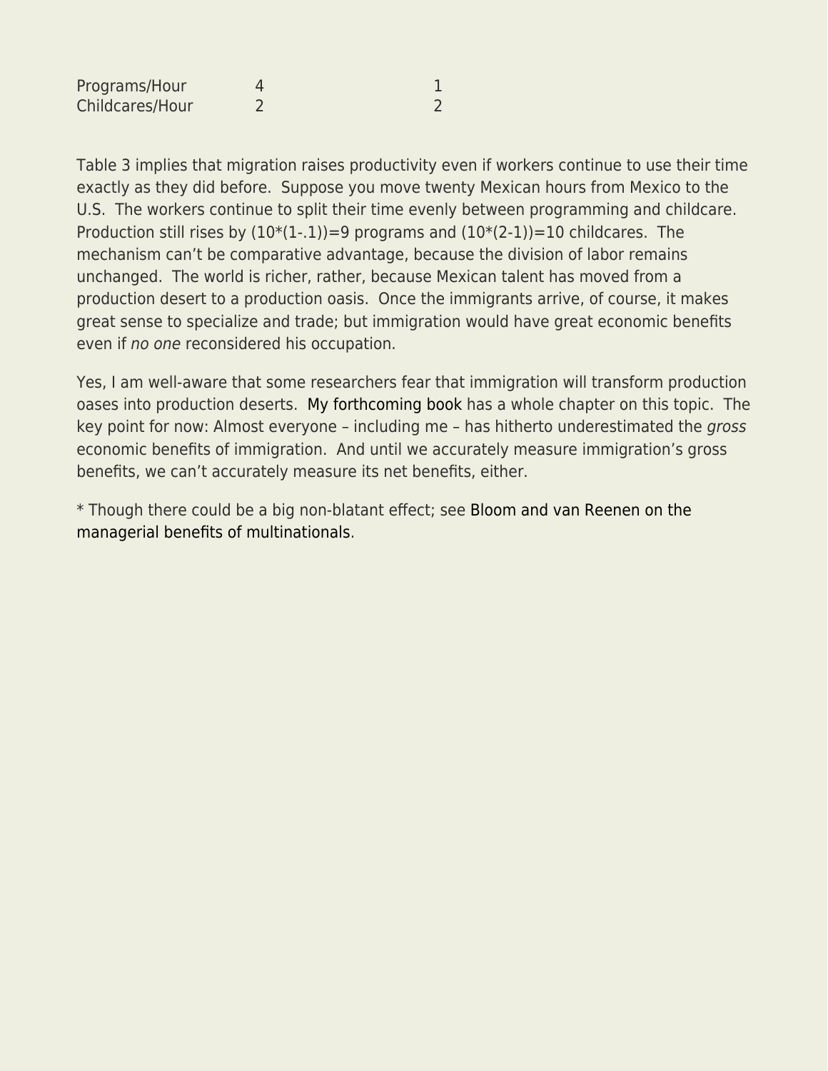| | | |
|---|---|---|
| Programs/Hour | 4 | 1 |
| Childcares/Hour | 2 | 2 |

Table 3 implies that migration raises productivity even if workers continue to use their time exactly as they did before.  Suppose you move twenty Mexican hours from Mexico to the U.S.  The workers continue to split their time evenly between programming and childcare.  Production still rises by (10*(1-.1))=9 programs and (10*(2-1))=10 childcares.  The mechanism can't be comparative advantage, because the division of labor remains unchanged.  The world is richer, rather, because Mexican talent has moved from a production desert to a production oasis.  Once the immigrants arrive, of course, it makes great sense to specialize and trade; but immigration would have great economic benefits even if *no one* reconsidered his occupation.

Yes, I am well-aware that some researchers fear that immigration will transform production oases into production deserts.  My forthcoming book has a whole chapter on this topic.  The key point for now: Almost everyone – including me – has hitherto underestimated the *gross* economic benefits of immigration.  And until we accurately measure immigration's gross benefits, we can't accurately measure its net benefits, either.

* Though there could be a big non-blatant effect; see Bloom and van Reenen on the managerial benefits of multinationals.